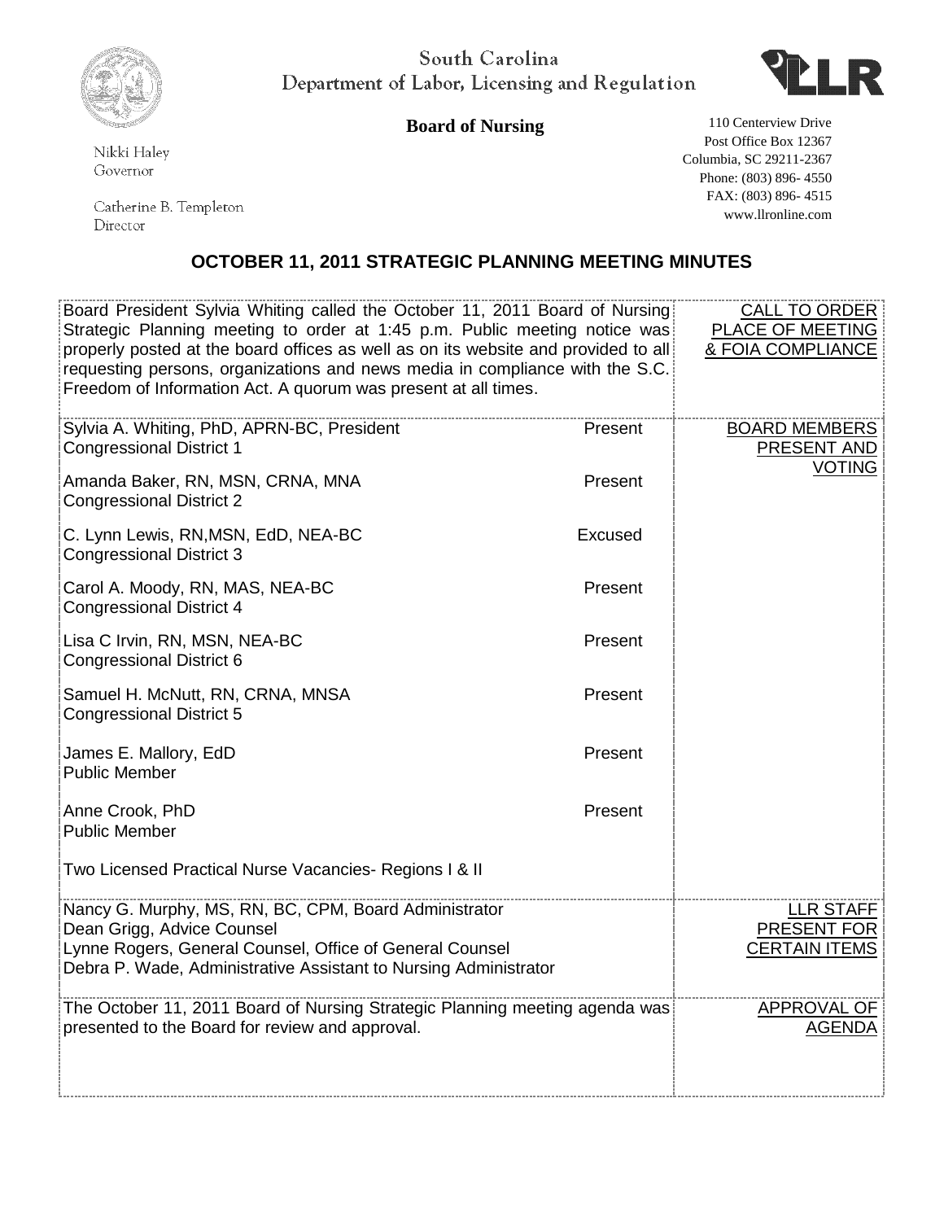South Carolina
Department of Labor, Licensing and Regulation

**Board of Nursing**

Nikki Haley
Governor

Catherine B. Templeton
Director

110 Centerview Drive
Post Office Box 12367
Columbia, SC 29211-2367
Phone: (803) 896- 4550
FAX: (803) 896- 4515
www.llronline.com

## OCTOBER 11, 2011 STRATEGIC PLANNING MEETING MINUTES

| | |
|---|---|
| Board President Sylvia Whiting called the October 11, 2011 Board of Nursing Strategic Planning meeting to order at 1:45 p.m. Public meeting notice was properly posted at the board offices as well as on its website and provided to all requesting persons, organizations and news media in compliance with the S.C. Freedom of Information Act. A quorum was present at all times. | CALL TO ORDER PLACE OF MEETING & FOIA COMPLIANCE |
| Sylvia A. Whiting, PhD, APRN-BC, President, Congressional District 1 — Present<br>Amanda Baker, RN, MSN, CRNA, MNA, Congressional District 2 — Present<br>C. Lynn Lewis, RN,MSN, EdD, NEA-BC, Congressional District 3 — Excused<br>Carol A. Moody, RN, MAS, NEA-BC, Congressional District 4 — Present<br>Lisa C Irvin, RN, MSN, NEA-BC, Congressional District 6 — Present<br>Samuel H. McNutt, RN, CRNA, MNSA, Congressional District 5 — Present<br>James E. Mallory, EdD, Public Member — Present<br>Anne Crook, PhD, Public Member — Present<br>Two Licensed Practical Nurse Vacancies- Regions I & II | BOARD MEMBERS PRESENT AND VOTING |
| Nancy G. Murphy, MS, RN, BC, CPM, Board Administrator<br>Dean Grigg, Advice Counsel<br>Lynne Rogers, General Counsel, Office of General Counsel<br>Debra P. Wade, Administrative Assistant to Nursing Administrator | LLR STAFF PRESENT FOR CERTAIN ITEMS |
| The October 11, 2011 Board of Nursing Strategic Planning meeting agenda was presented to the Board for review and approval. | APPROVAL OF AGENDA |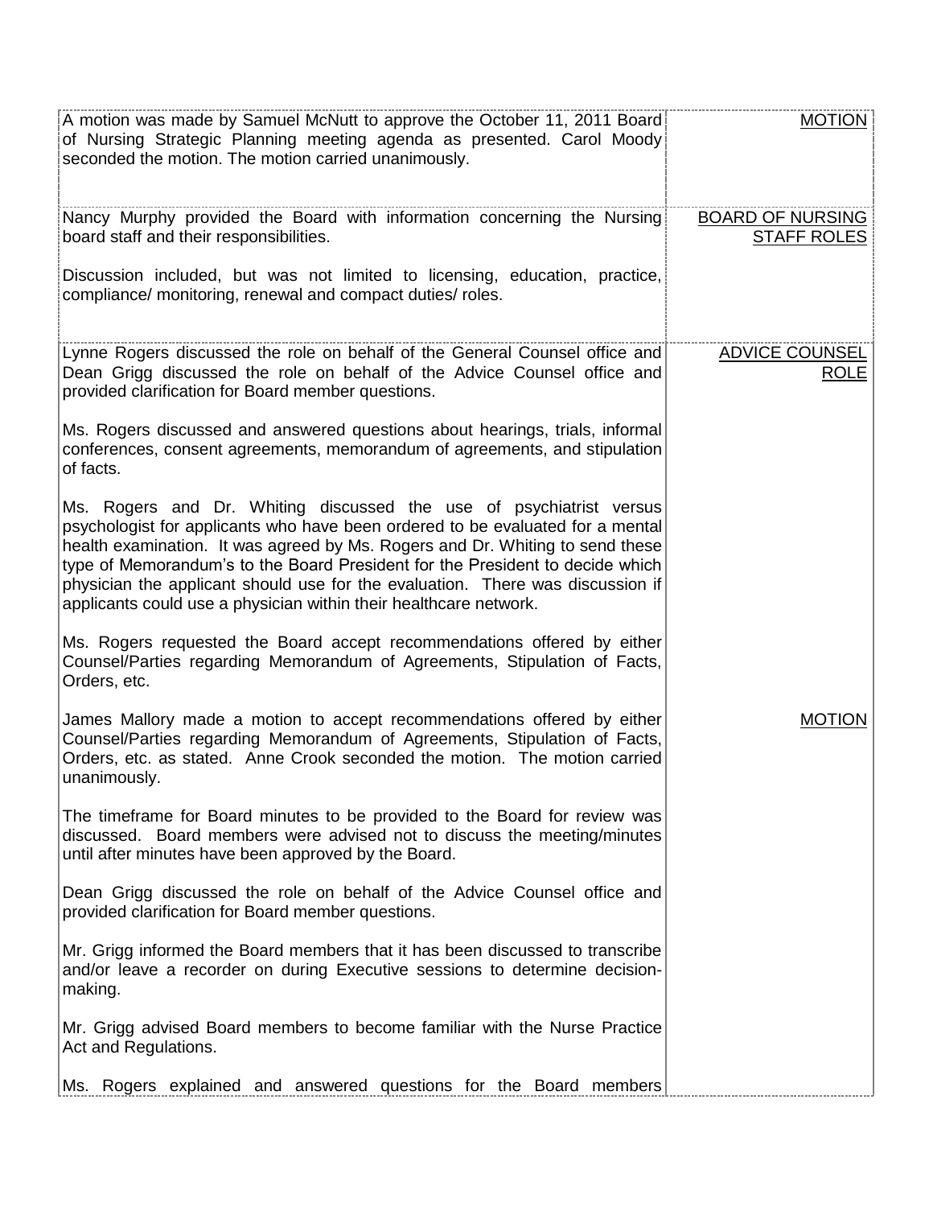| | |
|---|---|
| A motion was made by Samuel McNutt to approve the October 11, 2011 Board of Nursing Strategic Planning meeting agenda as presented. Carol Moody seconded the motion. The motion carried unanimously. | MOTION |
| Nancy Murphy provided the Board with information concerning the Nursing board staff and their responsibilities.<br><br>Discussion included, but was not limited to licensing, education, practice, compliance/ monitoring, renewal and compact duties/ roles. | BOARD OF NURSING STAFF ROLES |
| Lynne Rogers discussed the role on behalf of the General Counsel office and Dean Grigg discussed the role on behalf of the Advice Counsel office and provided clarification for Board member questions.<br><br>Ms. Rogers discussed and answered questions about hearings, trials, informal conferences, consent agreements, memorandum of agreements, and stipulation of facts.<br><br>Ms. Rogers and Dr. Whiting discussed the use of psychiatrist versus psychologist for applicants who have been ordered to be evaluated for a mental health examination. It was agreed by Ms. Rogers and Dr. Whiting to send these type of Memorandum's to the Board President for the President to decide which physician the applicant should use for the evaluation. There was discussion if applicants could use a physician within their healthcare network.<br><br>Ms. Rogers requested the Board accept recommendations offered by either Counsel/Parties regarding Memorandum of Agreements, Stipulation of Facts, Orders, etc. | ADVICE COUNSEL ROLE |
| James Mallory made a motion to accept recommendations offered by either Counsel/Parties regarding Memorandum of Agreements, Stipulation of Facts, Orders, etc. as stated. Anne Crook seconded the motion. The motion carried unanimously.<br><br>The timeframe for Board minutes to be provided to the Board for review was discussed. Board members were advised not to discuss the meeting/minutes until after minutes have been approved by the Board.<br><br>Dean Grigg discussed the role on behalf of the Advice Counsel office and provided clarification for Board member questions.<br><br>Mr. Grigg informed the Board members that it has been discussed to transcribe and/or leave a recorder on during Executive sessions to determine decision-making.<br><br>Mr. Grigg advised Board members to become familiar with the Nurse Practice Act and Regulations.<br><br>Ms. Rogers explained and answered questions for the Board members | MOTION |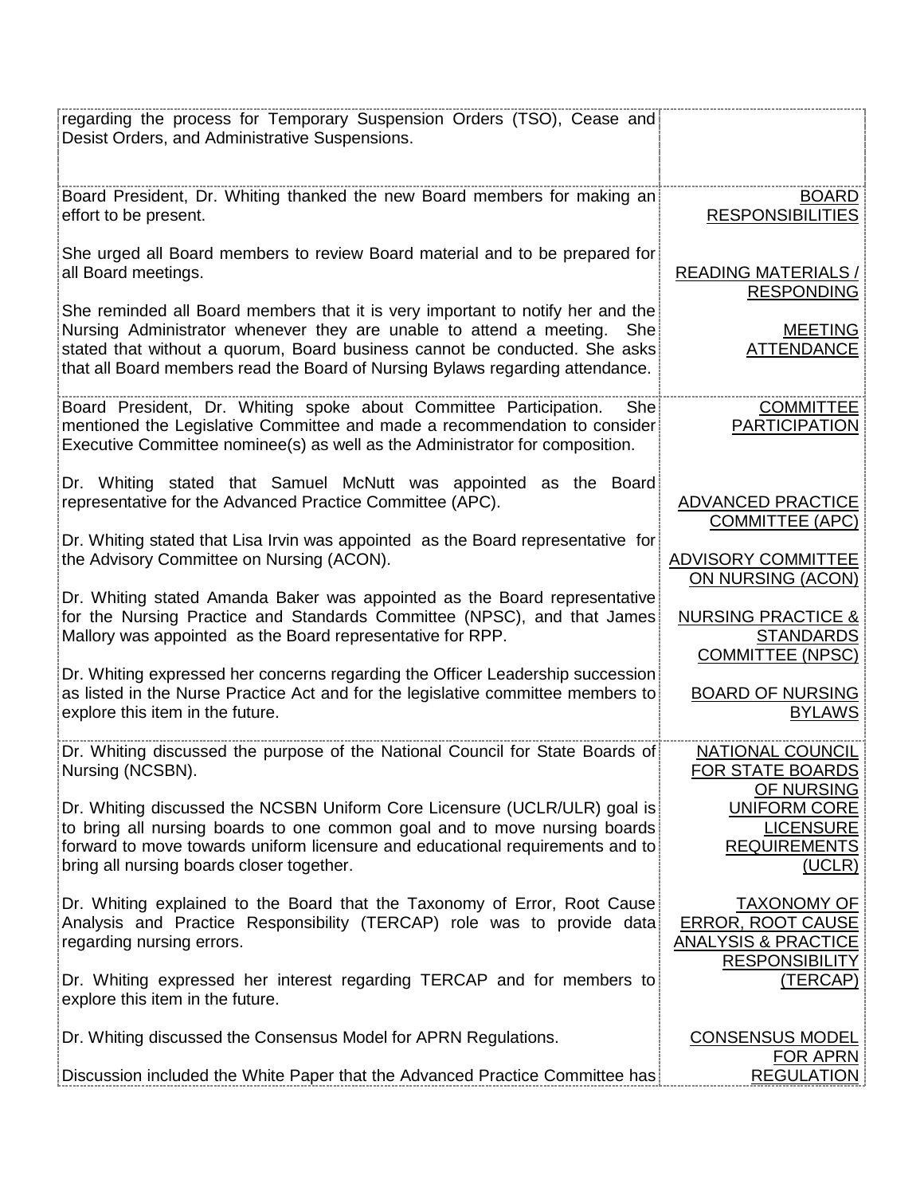| | |
|---|---|
| regarding the process for Temporary Suspension Orders (TSO), Cease and Desist Orders, and Administrative Suspensions. | |
| Board President, Dr. Whiting thanked the new Board members for making an effort to be present.<br><br>She urged all Board members to review Board material and to be prepared for all Board meetings.<br><br>She reminded all Board members that it is very important to notify her and the Nursing Administrator whenever they are unable to attend a meeting. She stated that without a quorum, Board business cannot be conducted. She asks that all Board members read the Board of Nursing Bylaws regarding attendance. | BOARD RESPONSIBILITIES<br><br>READING MATERIALS / RESPONDING<br><br>MEETING ATTENDANCE |
| Board President, Dr. Whiting spoke about Committee Participation. She mentioned the Legislative Committee and made a recommendation to consider Executive Committee nominee(s) as well as the Administrator for composition.<br><br>Dr. Whiting stated that Samuel McNutt was appointed as the Board representative for the Advanced Practice Committee (APC).<br><br>Dr. Whiting stated that Lisa Irvin was appointed as the Board representative for the Advisory Committee on Nursing (ACON).<br><br>Dr. Whiting stated Amanda Baker was appointed as the Board representative for the Nursing Practice and Standards Committee (NPSC), and that James Mallory was appointed as the Board representative for RPP.<br><br>Dr. Whiting expressed her concerns regarding the Officer Leadership succession as listed in the Nurse Practice Act and for the legislative committee members to explore this item in the future. | COMMITTEE PARTICIPATION<br><br>ADVANCED PRACTICE COMMITTEE (APC)<br><br>ADVISORY COMMITTEE ON NURSING (ACON)<br><br>NURSING PRACTICE & STANDARDS COMMITTEE (NPSC)<br><br>BOARD OF NURSING BYLAWS |
| Dr. Whiting discussed the purpose of the National Council for State Boards of Nursing (NCSBN).<br><br>Dr. Whiting discussed the NCSBN Uniform Core Licensure (UCLR/ULR) goal is to bring all nursing boards to one common goal and to move nursing boards forward to move towards uniform licensure and educational requirements and to bring all nursing boards closer together.<br><br>Dr. Whiting explained to the Board that the Taxonomy of Error, Root Cause Analysis and Practice Responsibility (TERCAP) role was to provide data regarding nursing errors.<br><br>Dr. Whiting expressed her interest regarding TERCAP and for members to explore this item in the future.<br><br>Dr. Whiting discussed the Consensus Model for APRN Regulations.<br><br>Discussion included the White Paper that the Advanced Practice Committee has | NATIONAL COUNCIL FOR STATE BOARDS OF NURSING<br><br>UNIFORM CORE LICENSURE REQUIREMENTS (UCLR)<br><br>TAXONOMY OF ERROR, ROOT CAUSE ANALYSIS & PRACTICE RESPONSIBILITY (TERCAP)<br><br>CONSENSUS MODEL FOR APRN REGULATION |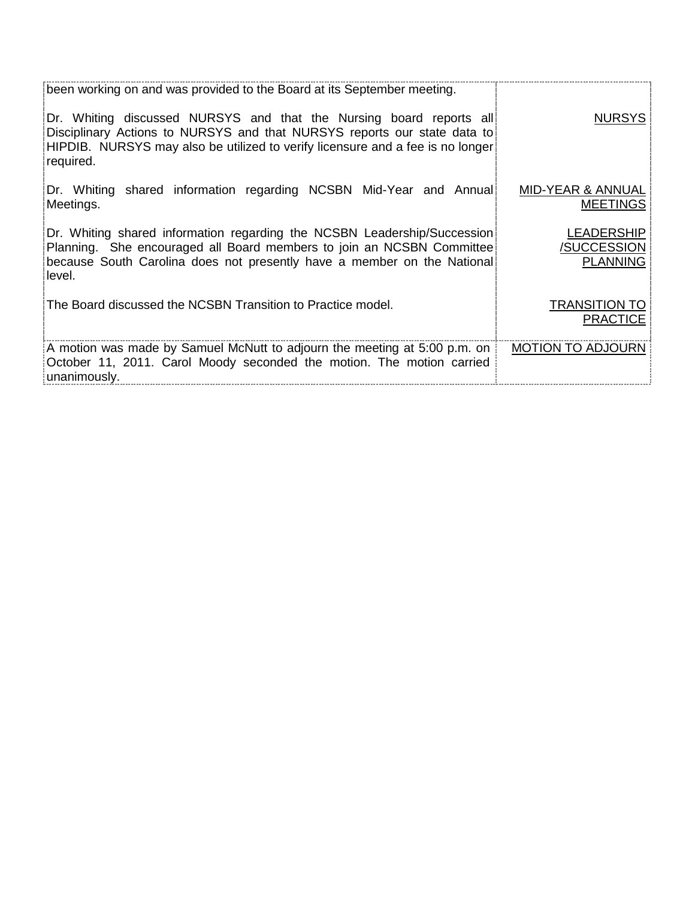| | |
|---|---|
| been working on and was provided to the Board at its September meeting. | |
| Dr. Whiting discussed NURSYS and that the Nursing board reports all Disciplinary Actions to NURSYS and that NURSYS reports our state data to HIPDIB. NURSYS may also be utilized to verify licensure and a fee is no longer required. | NURSYS |
| Dr. Whiting shared information regarding NCSBN Mid-Year and Annual Meetings. | MID-YEAR & ANNUAL MEETINGS |
| Dr. Whiting shared information regarding the NCSBN Leadership/Succession Planning. She encouraged all Board members to join an NCSBN Committee because South Carolina does not presently have a member on the National level. | LEADERSHIP /SUCCESSION PLANNING |
| The Board discussed the NCSBN Transition to Practice model. | TRANSITION TO PRACTICE |
| A motion was made by Samuel McNutt to adjourn the meeting at 5:00 p.m. on October 11, 2011. Carol Moody seconded the motion. The motion carried unanimously. | MOTION TO ADJOURN |